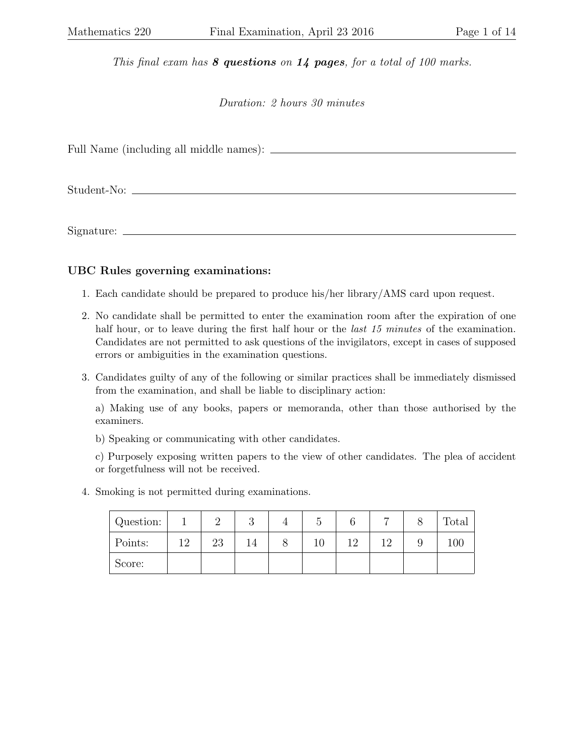*This final exam has **8 questions** on **14 pages**, for a total of 100 marks.*

*Duration: 2 hours 30 minutes*

Full Name (including all middle names): ______________________________

Student-No: ______________________________

Signature: ______________________________

**UBC Rules governing examinations:**

1. Each candidate should be prepared to produce his/her library/AMS card upon request.
2. No candidate shall be permitted to enter the examination room after the expiration of one half hour, or to leave during the first half hour or the *last 15 minutes* of the examination. Candidates are not permitted to ask questions of the invigilators, except in cases of supposed errors or ambiguities in the examination questions.
3. Candidates guilty of any of the following or similar practices shall be immediately dismissed from the examination, and shall be liable to disciplinary action:

   a) Making use of any books, papers or memoranda, other than those authorised by the examiners.

   b) Speaking or communicating with other candidates.

   c) Purposely exposing written papers to the view of other candidates. The plea of accident or forgetfulness will not be received.
4. Smoking is not permitted during examinations.

| Question: | 1 | 2 | 3 | 4 | 5 | 6 | 7 | 8 | Total |
|---|---|---|---|---|---|---|---|---|---|
| Points: | 12 | 23 | 14 | 8 | 10 | 12 | 12 | 9 | 100 |
| Score: | | | | | | | | | |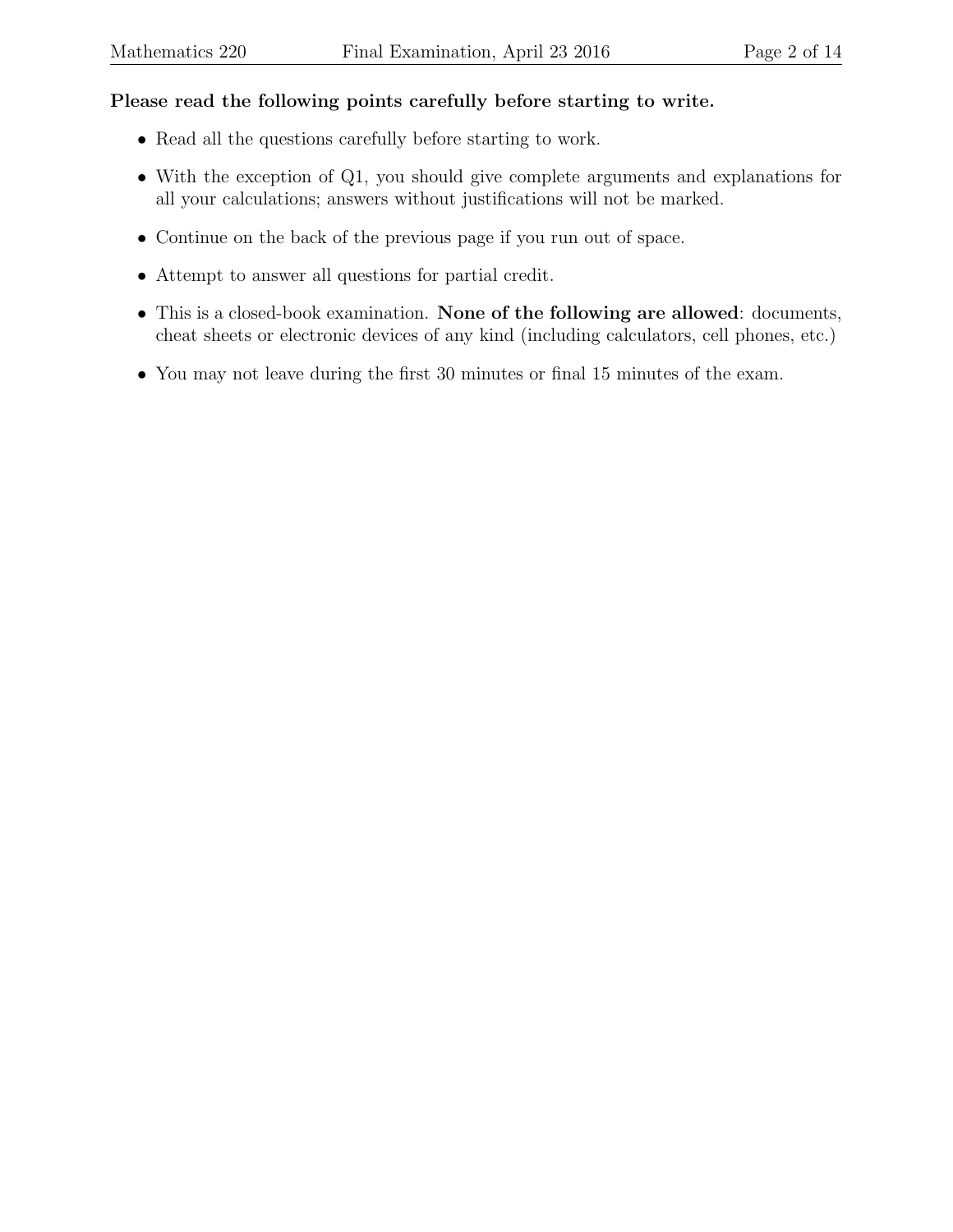**Please read the following points carefully before starting to write.**

- Read all the questions carefully before starting to work.
- With the exception of Q1, you should give complete arguments and explanations for all your calculations; answers without justifications will not be marked.
- Continue on the back of the previous page if you run out of space.
- Attempt to answer all questions for partial credit.
- This is a closed-book examination. **None of the following are allowed**: documents, cheat sheets or electronic devices of any kind (including calculators, cell phones, etc.)
- You may not leave during the first 30 minutes or final 15 minutes of the exam.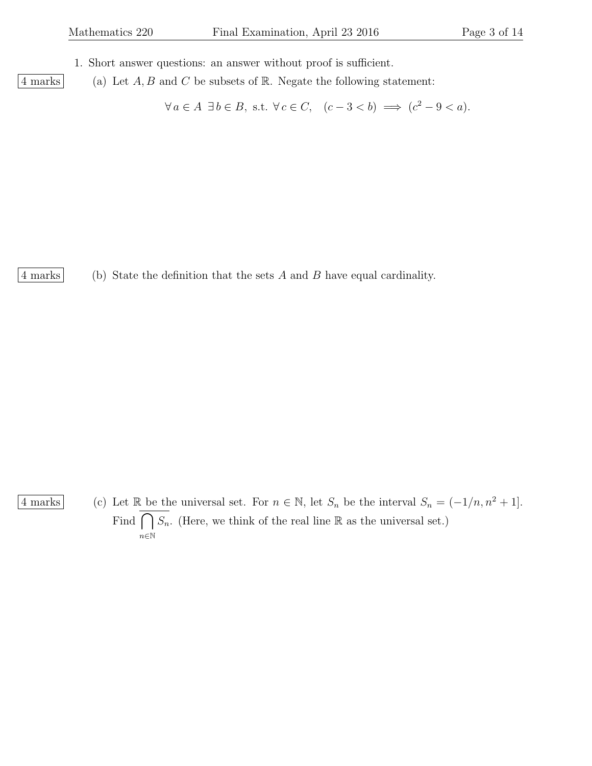1. Short answer questions: an answer without proof is sufficient.

4 marks

(a) Let $A, B$ and $C$ be subsets of $\mathbb{R}$. Negate the following statement:

$$\forall\, a \in A \;\; \exists\, b \in B, \text{ s.t. } \forall\, c \in C, \quad (c - 3 < b) \implies (c^2 - 9 < a).$$

4 marks

(b) State the definition that the sets $A$ and $B$ have equal cardinality.

4 marks

(c) Let $\mathbb{R}$ be the universal set. For $n \in \mathbb{N}$, let $S_n$ be the interval $S_n = (-1/n, n^2 + 1]$. Find $\overline{\bigcap_{n \in \mathbb{N}} S_n}$. (Here, we think of the real line $\mathbb{R}$ as the universal set.)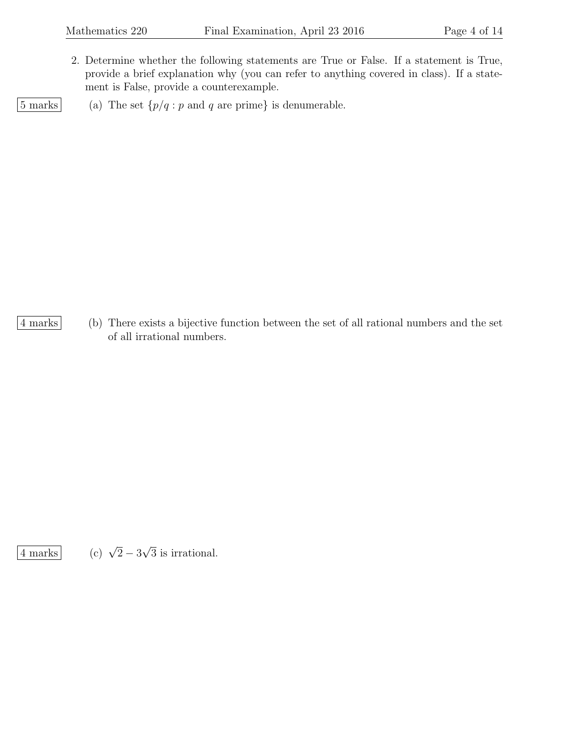2. Determine whether the following statements are True or False. If a statement is True, provide a brief explanation why (you can refer to anything covered in class). If a statement is False, provide a counterexample.

5 marks

(a) The set $\{p/q : p \text{ and } q \text{ are prime}\}$ is denumerable.

4 marks

(b) There exists a bijective function between the set of all rational numbers and the set of all irrational numbers.

4 marks

(c) $\sqrt{2} - 3\sqrt{3}$ is irrational.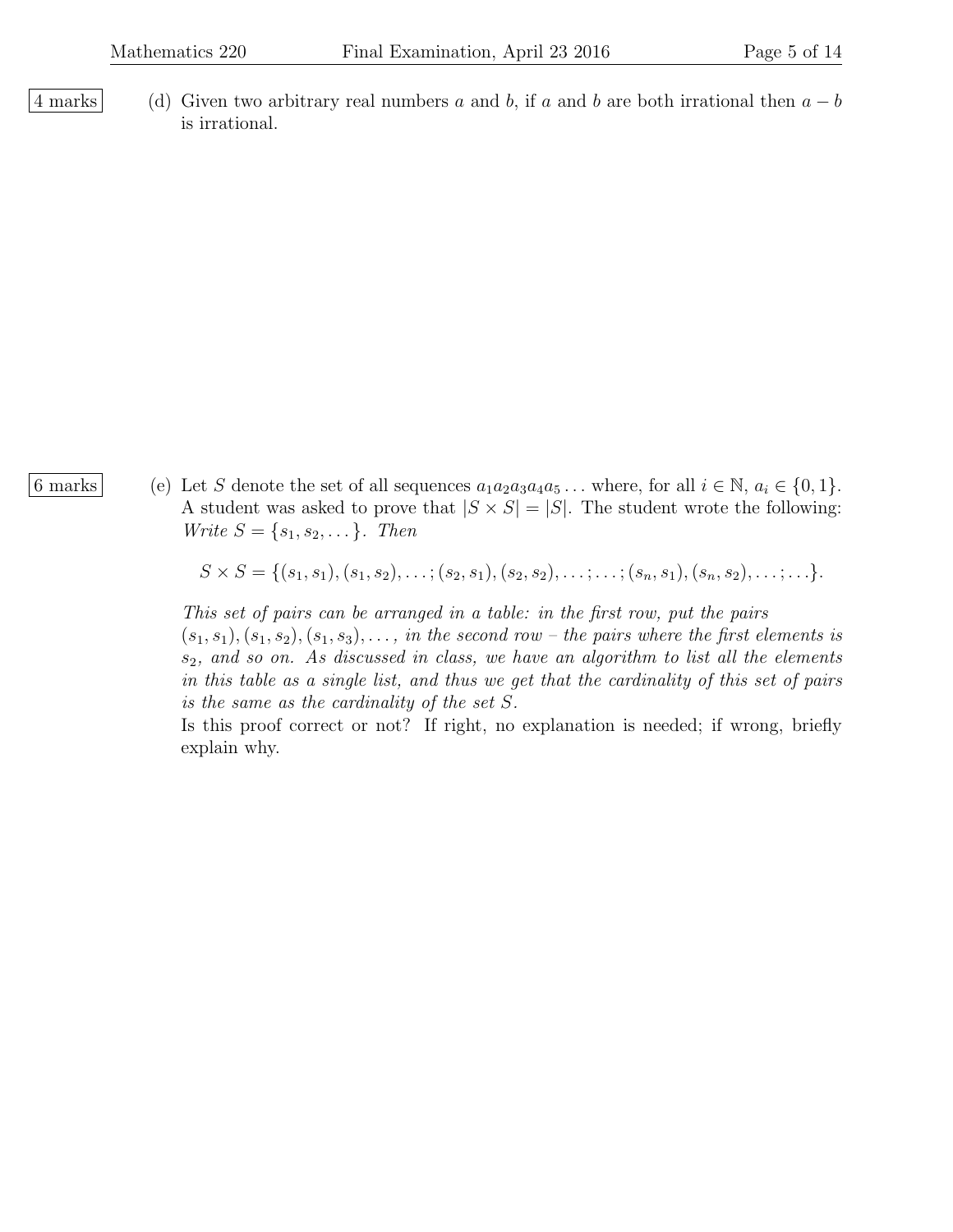4 marks

(d) Given two arbitrary real numbers $a$ and $b$, if $a$ and $b$ are both irrational then $a - b$ is irrational.

6 marks

(e) Let $S$ denote the set of all sequences $a_1 a_2 a_3 a_4 a_5 \ldots$ where, for all $i \in \mathbb{N}$, $a_i \in \{0, 1\}$. A student was asked to prove that $|S \times S| = |S|$. The student wrote the following: *Write* $S = \{s_1, s_2, \ldots\}$. *Then*

$$S \times S = \{(s_1, s_1), (s_1, s_2), \ldots; (s_2, s_1), (s_2, s_2), \ldots; \ldots; (s_n, s_1), (s_n, s_2), \ldots; \ldots\}.$$

*This set of pairs can be arranged in a table: in the first row, put the pairs* $(s_1, s_1), (s_1, s_2), (s_1, s_3), \ldots,$ *in the second row – the pairs where the first elements is* $s_2$*, and so on. As discussed in class, we have an algorithm to list all the elements in this table as a single list, and thus we get that the cardinality of this set of pairs is the same as the cardinality of the set* $S$.

Is this proof correct or not? If right, no explanation is needed; if wrong, briefly explain why.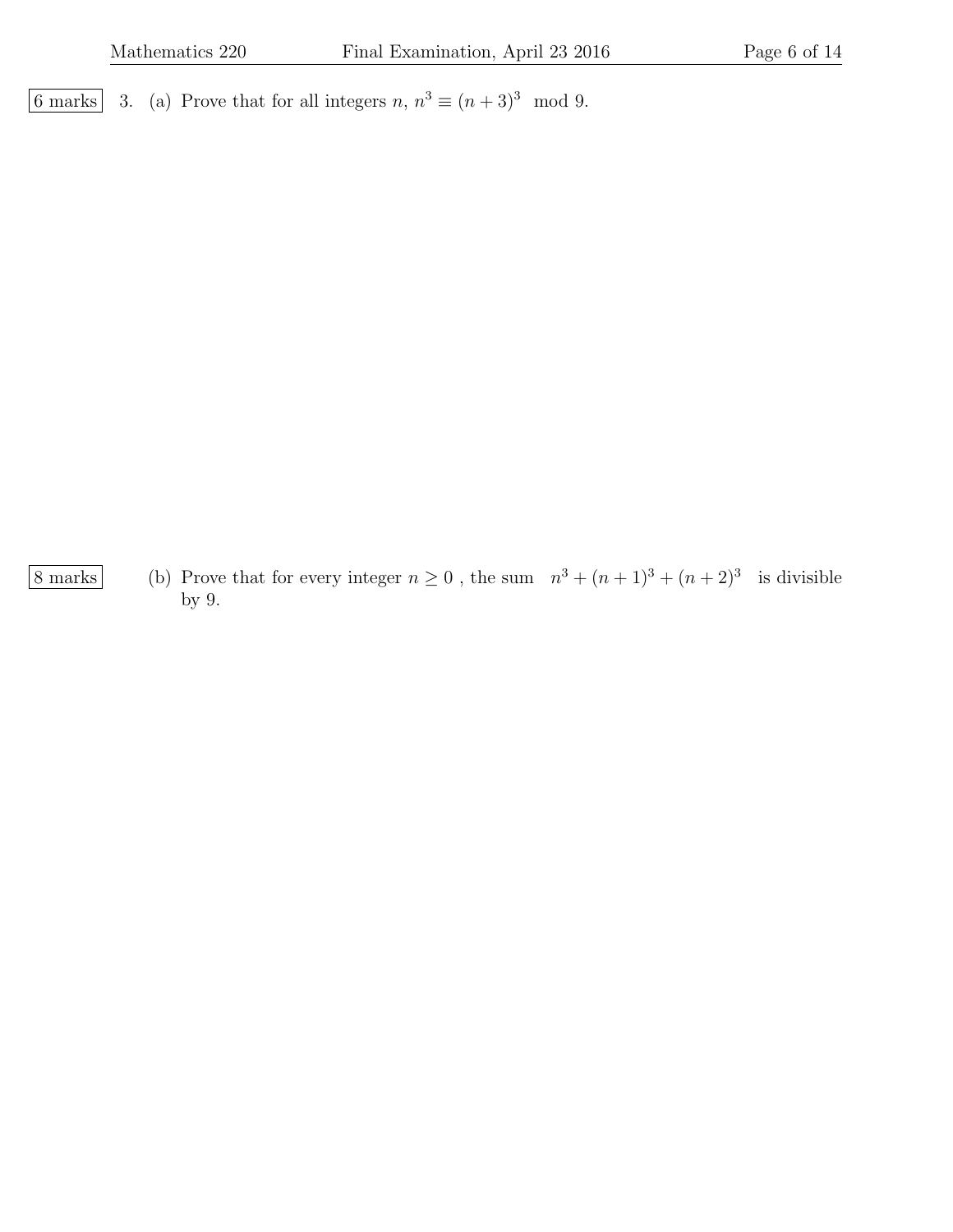6 marks 3. (a) Prove that for all integers $n$, $n^3 \equiv (n+3)^3 \mod 9$.

8 marks (b) Prove that for every integer $n \geq 0$ , the sum $n^3 + (n+1)^3 + (n+2)^3$ is divisible by 9.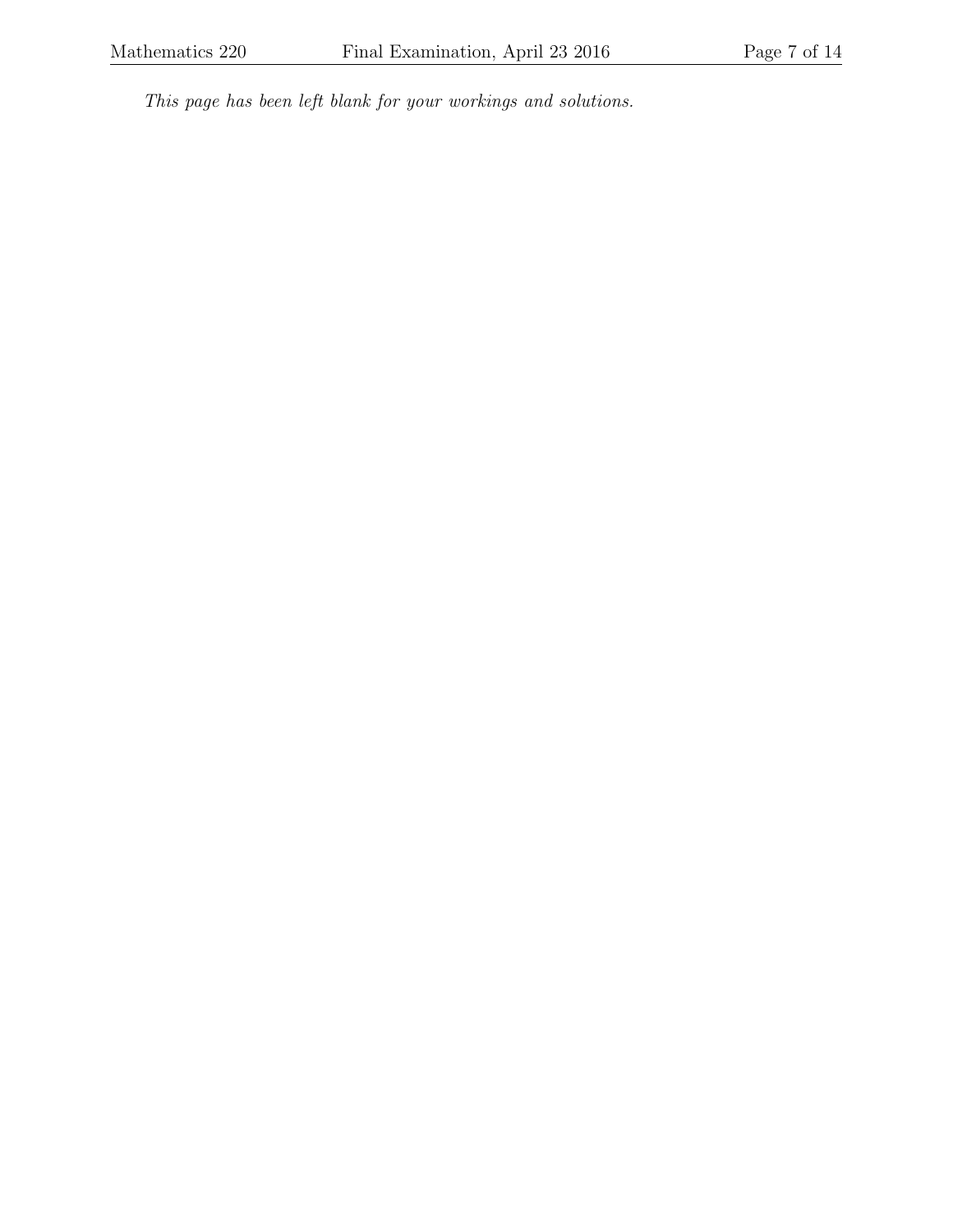*This page has been left blank for your workings and solutions.*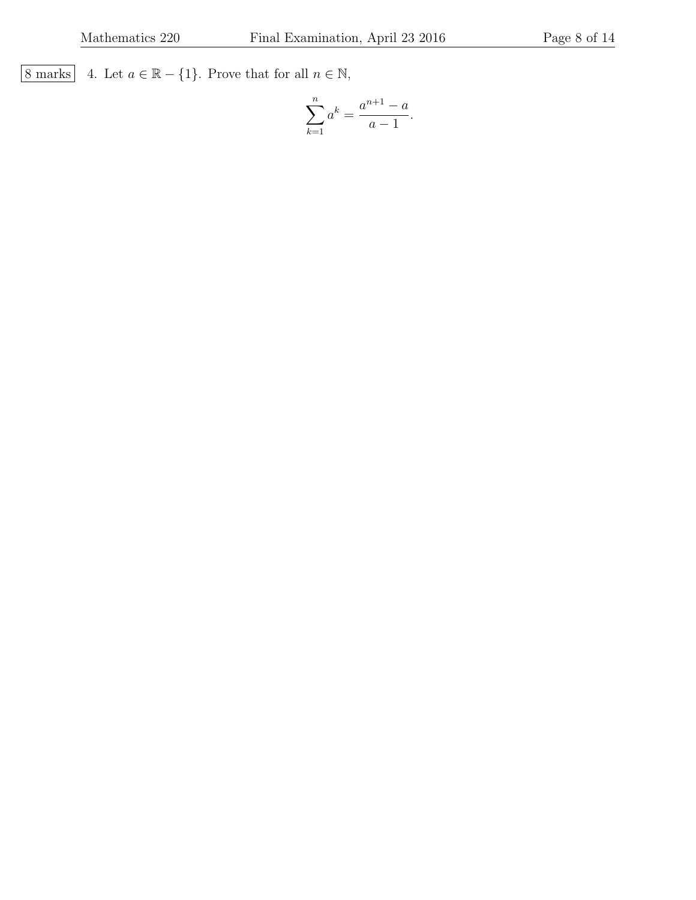8 marks 4. Let $a \in \mathbb{R} - \{1\}$. Prove that for all $n \in \mathbb{N}$,

$$\sum_{k=1}^{n} a^k = \frac{a^{n+1} - a}{a - 1}.$$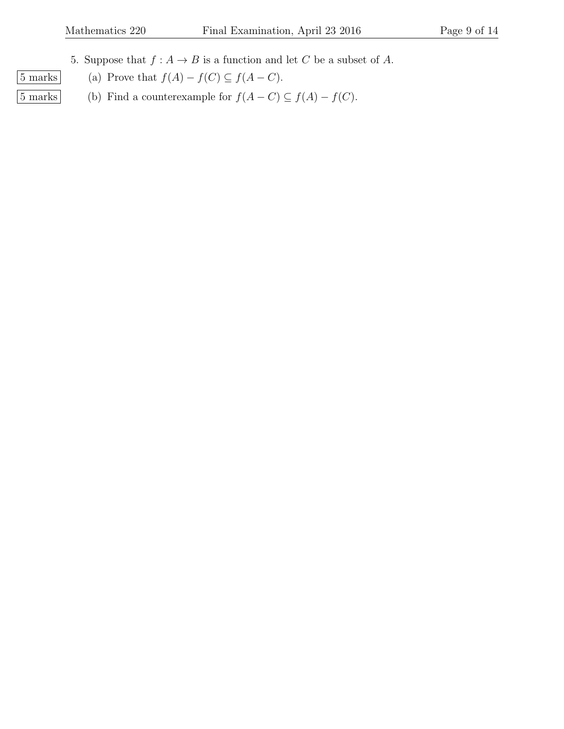5. Suppose that $f : A \to B$ is a function and let $C$ be a subset of $A$.

5 marks (a) Prove that $f(A) - f(C) \subseteq f(A - C)$.

5 marks (b) Find a counterexample for $f(A - C) \subseteq f(A) - f(C)$.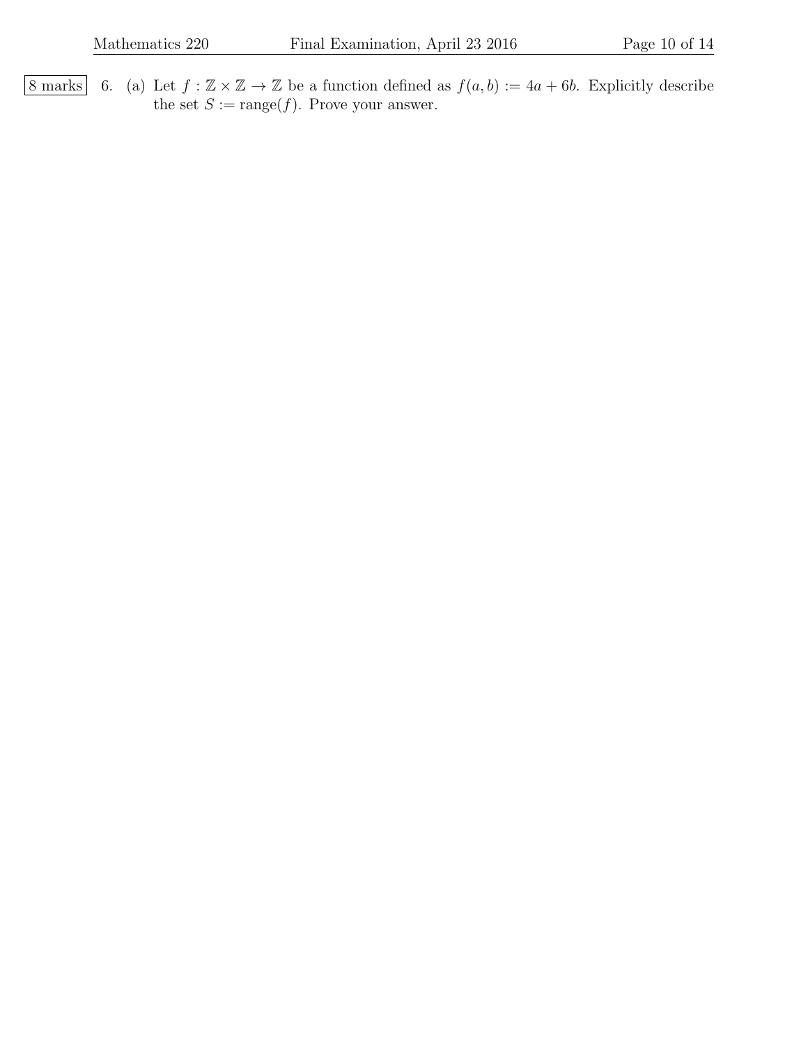8 marks 6. (a) Let $f : \mathbb{Z} \times \mathbb{Z} \to \mathbb{Z}$ be a function defined as $f(a, b) := 4a + 6b$. Explicitly describe the set $S := \text{range}(f)$. Prove your answer.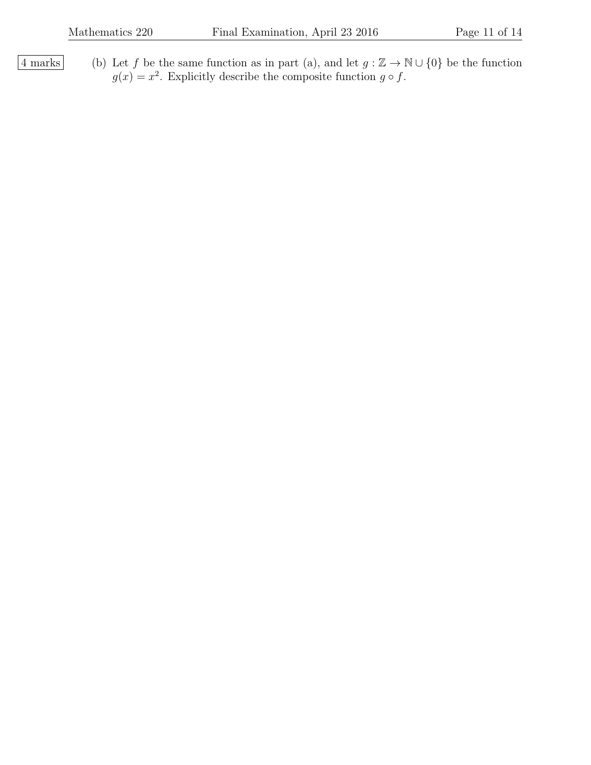4 marks

(b) Let $f$ be the same function as in part (a), and let $g : \mathbb{Z} \to \mathbb{N} \cup \{0\}$ be the function $g(x) = x^2$. Explicitly describe the composite function $g \circ f$.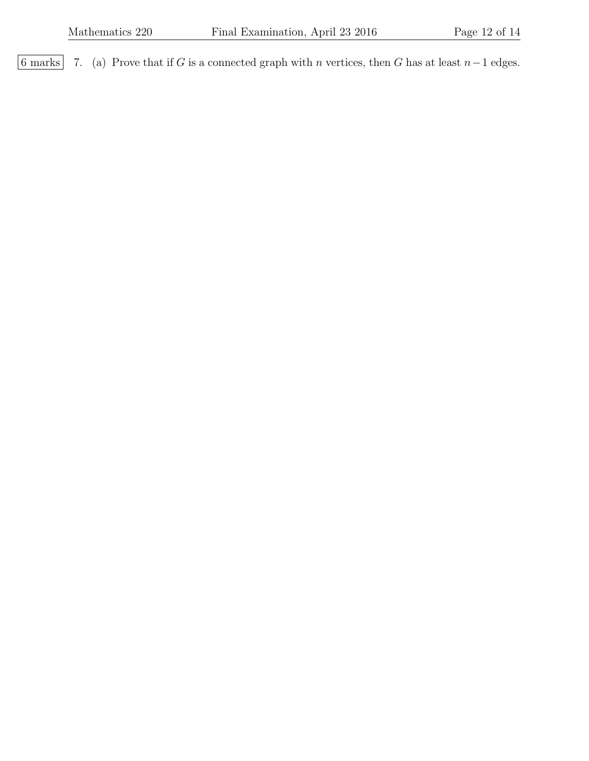6 marks 7. (a) Prove that if $G$ is a connected graph with $n$ vertices, then $G$ has at least $n-1$ edges.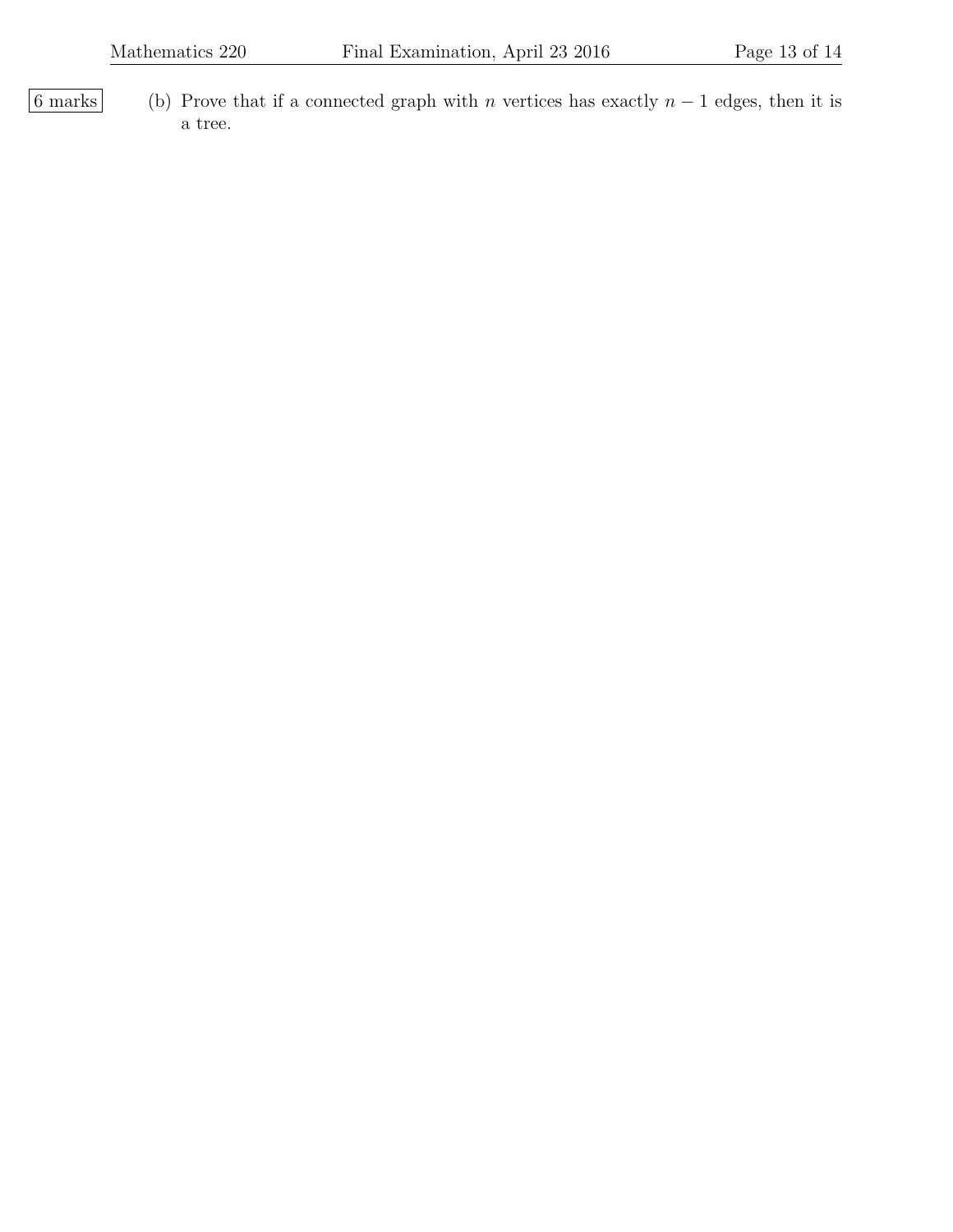6 marks (b) Prove that if a connected graph with $n$ vertices has exactly $n-1$ edges, then it is a tree.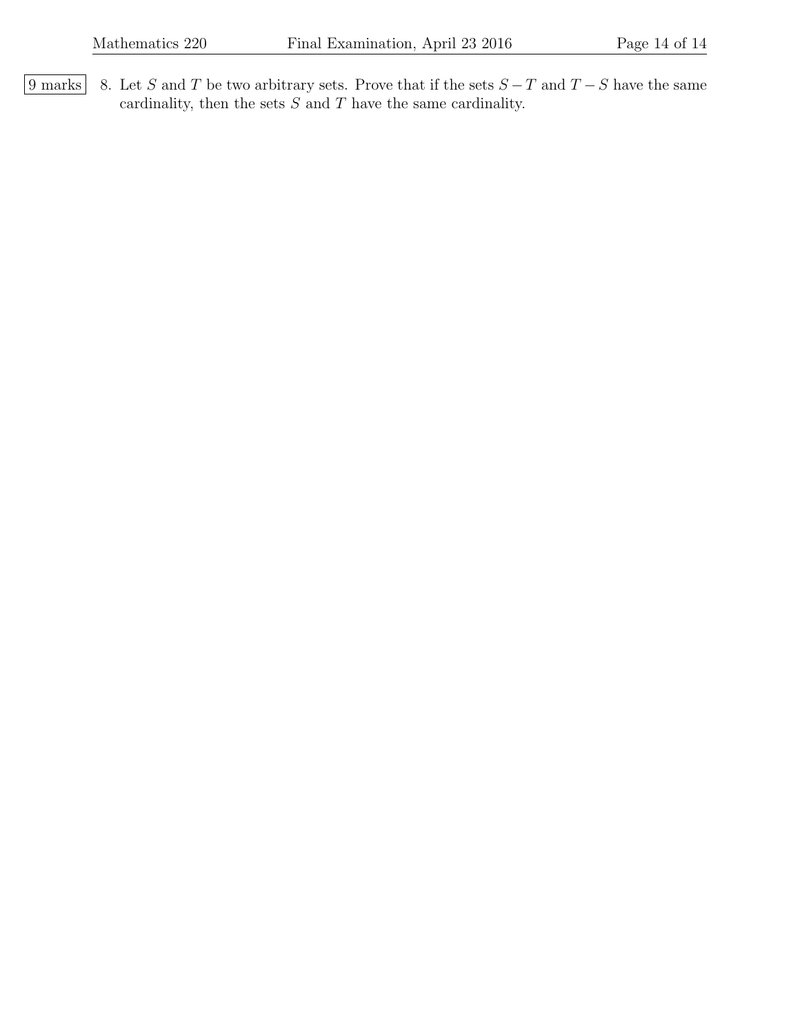9 marks 8. Let $S$ and $T$ be two arbitrary sets. Prove that if the sets $S - T$ and $T - S$ have the same cardinality, then the sets $S$ and $T$ have the same cardinality.